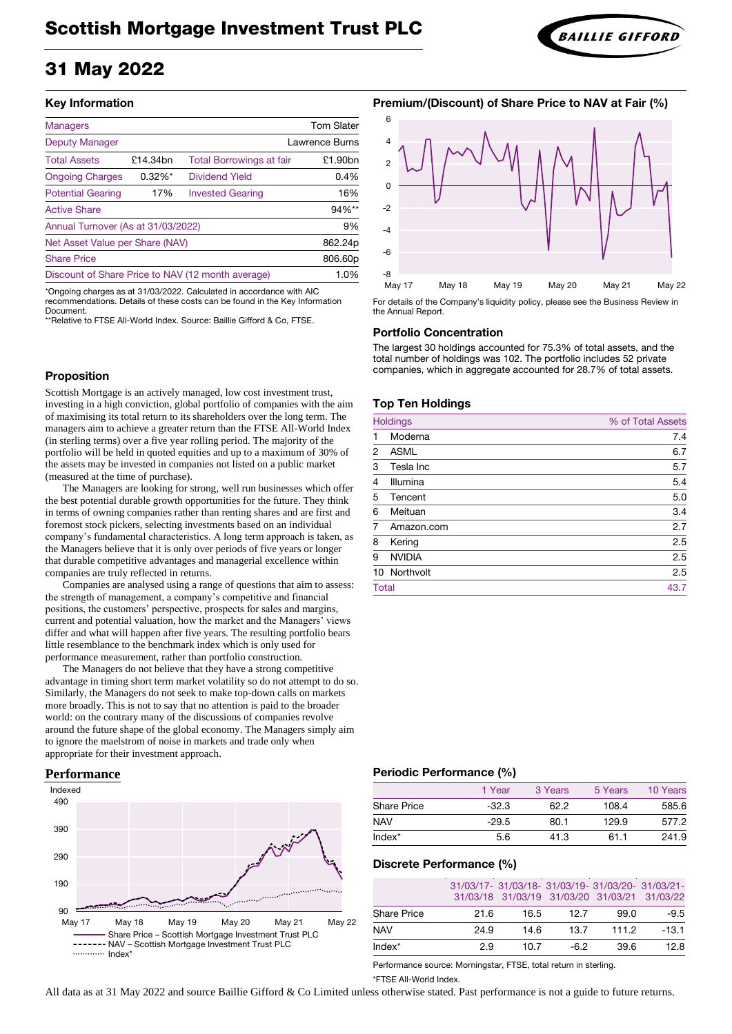# Scottish Mortgage Investment Trust PLC

BAILLIE GIFFORD

## 31 May 2022

### Key Information

| | | | |
|---|---|---|---|
| Managers | | | Tom Slater |
| Deputy Manager | | | Lawrence Burns |
| Total Assets | £14.34bn | Total Borrowings at fair | £1.90bn |
| Ongoing Charges | 0.32%* | Dividend Yield | 0.4% |
| Potential Gearing | 17% | Invested Gearing | 16% |
| Active Share | | | 94%** |
| Annual Turnover (As at 31/03/2022) | | | 9% |
| Net Asset Value per Share (NAV) | | | 862.24p |
| Share Price | | | 806.60p |
| Discount of Share Price to NAV (12 month average) | | | 1.0% |

*Ongoing charges as at 31/03/2022. Calculated in accordance with AIC recommendations. Details of these costs can be found in the Key Information Document.

**Relative to FTSE All-World Index. Source: Baillie Gifford & Co, FTSE.

### Proposition

Scottish Mortgage is an actively managed, low cost investment trust, investing in a high conviction, global portfolio of companies with the aim of maximising its total return to its shareholders over the long term. The managers aim to achieve a greater return than the FTSE All-World Index (in sterling terms) over a five year rolling period. The majority of the portfolio will be held in quoted equities and up to a maximum of 30% of the assets may be invested in companies not listed on a public market (measured at the time of purchase).

The Managers are looking for strong, well run businesses which offer the best potential durable growth opportunities for the future. They think in terms of owning companies rather than renting shares and are first and foremost stock pickers, selecting investments based on an individual company's fundamental characteristics. A long term approach is taken, as the Managers believe that it is only over periods of five years or longer that durable competitive advantages and managerial excellence within companies are truly reflected in returns.

Companies are analysed using a range of questions that aim to assess: the strength of management, a company's competitive and financial positions, the customers' perspective, prospects for sales and margins, current and potential valuation, how the market and the Managers' views differ and what will happen after five years. The resulting portfolio bears little resemblance to the benchmark index which is only used for performance measurement, rather than portfolio construction.

The Managers do not believe that they have a strong competitive advantage in timing short term market volatility so do not attempt to do so. Similarly, the Managers do not seek to make top-down calls on markets more broadly. This is not to say that no attention is paid to the broader world: on the contrary many of the discussions of companies revolve around the future shape of the global economy. The Managers simply aim to ignore the maelstrom of noise in markets and trade only when appropriate for their investment approach.

### Performance

Indexed (chart: May 17 – May 22; y-axis 90–490)

- Share Price – Scottish Mortgage Investment Trust PLC
- NAV – Scottish Mortgage Investment Trust PLC
- Index*

### Premium/(Discount) of Share Price to NAV at Fair (%)

(chart: May 17 – May 22; y-axis -8 to 6)

For details of the Company's liquidity policy, please see the Business Review in the Annual Report.

### Portfolio Concentration

The largest 30 holdings accounted for 75.3% of total assets, and the total number of holdings was 102. The portfolio includes 52 private companies, which in aggregate accounted for 28.7% of total assets.

### Top Ten Holdings

| | Holdings | % of Total Assets |
|---|---|---|
| 1 | Moderna | 7.4 |
| 2 | ASML | 6.7 |
| 3 | Tesla Inc | 5.7 |
| 4 | Illumina | 5.4 |
| 5 | Tencent | 5.0 |
| 6 | Meituan | 3.4 |
| 7 | Amazon.com | 2.7 |
| 8 | Kering | 2.5 |
| 9 | NVIDIA | 2.5 |
| 10 | Northvolt | 2.5 |
| | Total | 43.7 |

### Periodic Performance (%)

| | 1 Year | 3 Years | 5 Years | 10 Years |
|---|---|---|---|---|
| Share Price | -32.3 | 62.2 | 108.4 | 585.6 |
| NAV | -29.5 | 80.1 | 129.9 | 577.2 |
| Index* | 5.6 | 41.3 | 61.1 | 241.9 |

### Discrete Performance (%)

| | 31/03/17-31/03/18 | 31/03/18-31/03/19 | 31/03/19-31/03/20 | 31/03/20-31/03/21 | 31/03/21-31/03/22 |
|---|---|---|---|---|---|
| Share Price | 21.6 | 16.5 | 12.7 | 99.0 | -9.5 |
| NAV | 24.9 | 14.6 | 13.7 | 111.2 | -13.1 |
| Index* | 2.9 | 10.7 | -6.2 | 39.6 | 12.8 |

Performance source: Morningstar, FTSE, total return in sterling.

*FTSE All-World Index.

All data as at 31 May 2022 and source Baillie Gifford & Co Limited unless otherwise stated. Past performance is not a guide to future returns.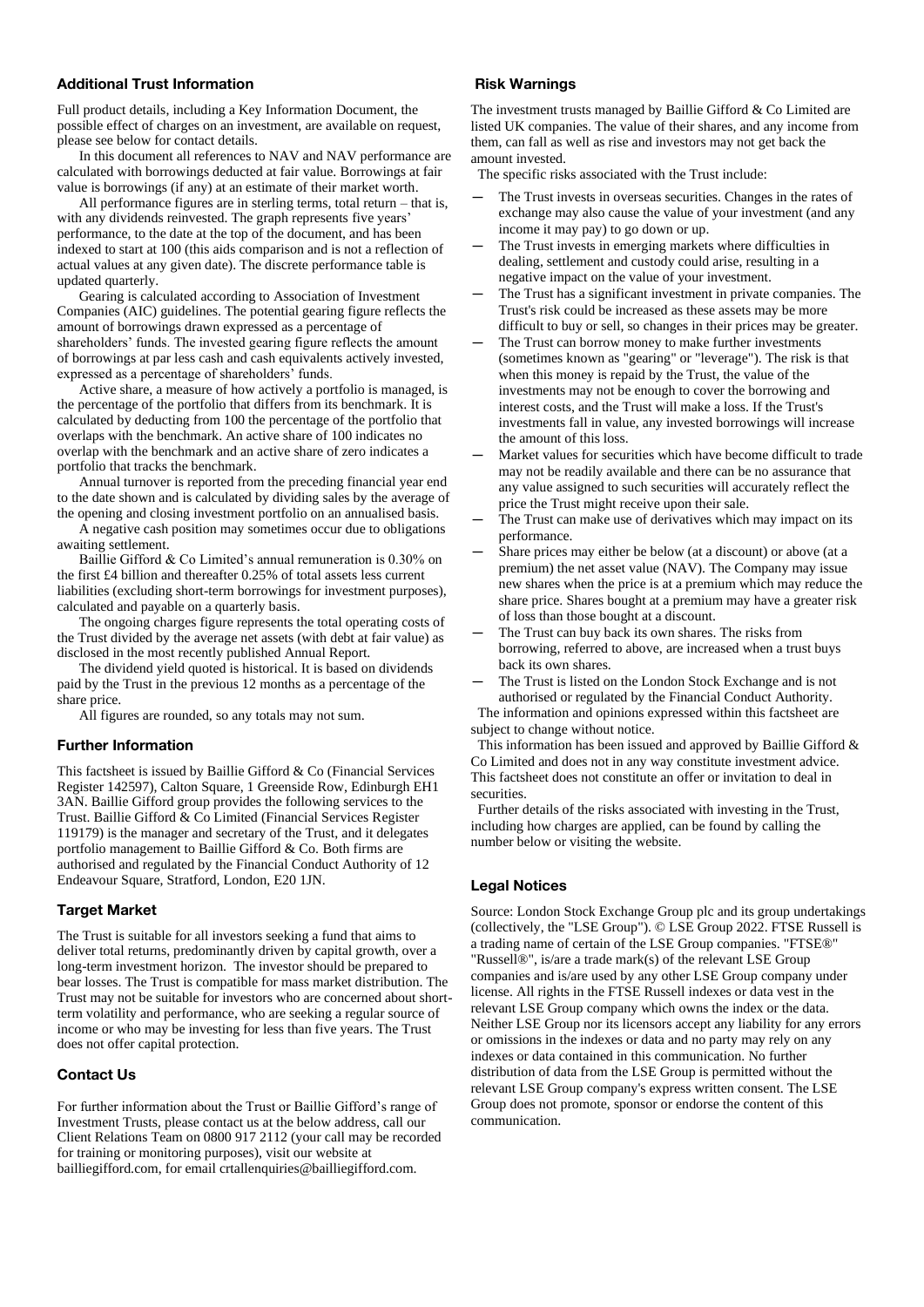## Additional Trust Information

Full product details, including a Key Information Document, the possible effect of charges on an investment, are available on request, please see below for contact details.

In this document all references to NAV and NAV performance are calculated with borrowings deducted at fair value. Borrowings at fair value is borrowings (if any) at an estimate of their market worth.

All performance figures are in sterling terms, total return – that is, with any dividends reinvested. The graph represents five years' performance, to the date at the top of the document, and has been indexed to start at 100 (this aids comparison and is not a reflection of actual values at any given date). The discrete performance table is updated quarterly.

Gearing is calculated according to Association of Investment Companies (AIC) guidelines. The potential gearing figure reflects the amount of borrowings drawn expressed as a percentage of shareholders' funds. The invested gearing figure reflects the amount of borrowings at par less cash and cash equivalents actively invested, expressed as a percentage of shareholders' funds.

Active share, a measure of how actively a portfolio is managed, is the percentage of the portfolio that differs from its benchmark. It is calculated by deducting from 100 the percentage of the portfolio that overlaps with the benchmark. An active share of 100 indicates no overlap with the benchmark and an active share of zero indicates a portfolio that tracks the benchmark.

Annual turnover is reported from the preceding financial year end to the date shown and is calculated by dividing sales by the average of the opening and closing investment portfolio on an annualised basis.

A negative cash position may sometimes occur due to obligations awaiting settlement.

Baillie Gifford & Co Limited's annual remuneration is 0.30% on the first £4 billion and thereafter 0.25% of total assets less current liabilities (excluding short-term borrowings for investment purposes), calculated and payable on a quarterly basis.

The ongoing charges figure represents the total operating costs of the Trust divided by the average net assets (with debt at fair value) as disclosed in the most recently published Annual Report.

The dividend yield quoted is historical. It is based on dividends paid by the Trust in the previous 12 months as a percentage of the share price.

All figures are rounded, so any totals may not sum.

## Further Information

This factsheet is issued by Baillie Gifford & Co (Financial Services Register 142597), Calton Square, 1 Greenside Row, Edinburgh EH1 3AN. Baillie Gifford group provides the following services to the Trust. Baillie Gifford & Co Limited (Financial Services Register 119179) is the manager and secretary of the Trust, and it delegates portfolio management to Baillie Gifford & Co. Both firms are authorised and regulated by the Financial Conduct Authority of 12 Endeavour Square, Stratford, London, E20 1JN.

## Target Market

The Trust is suitable for all investors seeking a fund that aims to deliver total returns, predominantly driven by capital growth, over a long-term investment horizon. The investor should be prepared to bear losses. The Trust is compatible for mass market distribution. The Trust may not be suitable for investors who are concerned about short-term volatility and performance, who are seeking a regular source of income or who may be investing for less than five years. The Trust does not offer capital protection.

## Contact Us

For further information about the Trust or Baillie Gifford's range of Investment Trusts, please contact us at the below address, call our Client Relations Team on 0800 917 2112 (your call may be recorded for training or monitoring purposes), visit our website at bailliegifford.com, for email crtallenquiries@bailliegifford.com.

## Risk Warnings

The investment trusts managed by Baillie Gifford & Co Limited are listed UK companies. The value of their shares, and any income from them, can fall as well as rise and investors may not get back the amount invested.

The specific risks associated with the Trust include:

- The Trust invests in overseas securities. Changes in the rates of exchange may also cause the value of your investment (and any income it may pay) to go down or up.
- The Trust invests in emerging markets where difficulties in dealing, settlement and custody could arise, resulting in a negative impact on the value of your investment.
- The Trust has a significant investment in private companies. The Trust's risk could be increased as these assets may be more difficult to buy or sell, so changes in their prices may be greater.
- The Trust can borrow money to make further investments (sometimes known as "gearing" or "leverage"). The risk is that when this money is repaid by the Trust, the value of the investments may not be enough to cover the borrowing and interest costs, and the Trust will make a loss. If the Trust's investments fall in value, any invested borrowings will increase the amount of this loss.
- Market values for securities which have become difficult to trade may not be readily available and there can be no assurance that any value assigned to such securities will accurately reflect the price the Trust might receive upon their sale.
- The Trust can make use of derivatives which may impact on its performance.
- Share prices may either be below (at a discount) or above (at a premium) the net asset value (NAV). The Company may issue new shares when the price is at a premium which may reduce the share price. Shares bought at a premium may have a greater risk of loss than those bought at a discount.
- The Trust can buy back its own shares. The risks from borrowing, referred to above, are increased when a trust buys back its own shares.
- The Trust is listed on the London Stock Exchange and is not authorised or regulated by the Financial Conduct Authority.

The information and opinions expressed within this factsheet are subject to change without notice.

This information has been issued and approved by Baillie Gifford & Co Limited and does not in any way constitute investment advice. This factsheet does not constitute an offer or invitation to deal in securities.

Further details of the risks associated with investing in the Trust, including how charges are applied, can be found by calling the number below or visiting the website.

## Legal Notices

Source: London Stock Exchange Group plc and its group undertakings (collectively, the "LSE Group"). © LSE Group 2022. FTSE Russell is a trading name of certain of the LSE Group companies. "FTSE®" "Russell®", is/are a trade mark(s) of the relevant LSE Group companies and is/are used by any other LSE Group company under license. All rights in the FTSE Russell indexes or data vest in the relevant LSE Group company which owns the index or the data. Neither LSE Group nor its licensors accept any liability for any errors or omissions in the indexes or data and no party may rely on any indexes or data contained in this communication. No further distribution of data from the LSE Group is permitted without the relevant LSE Group company's express written consent. The LSE Group does not promote, sponsor or endorse the content of this communication.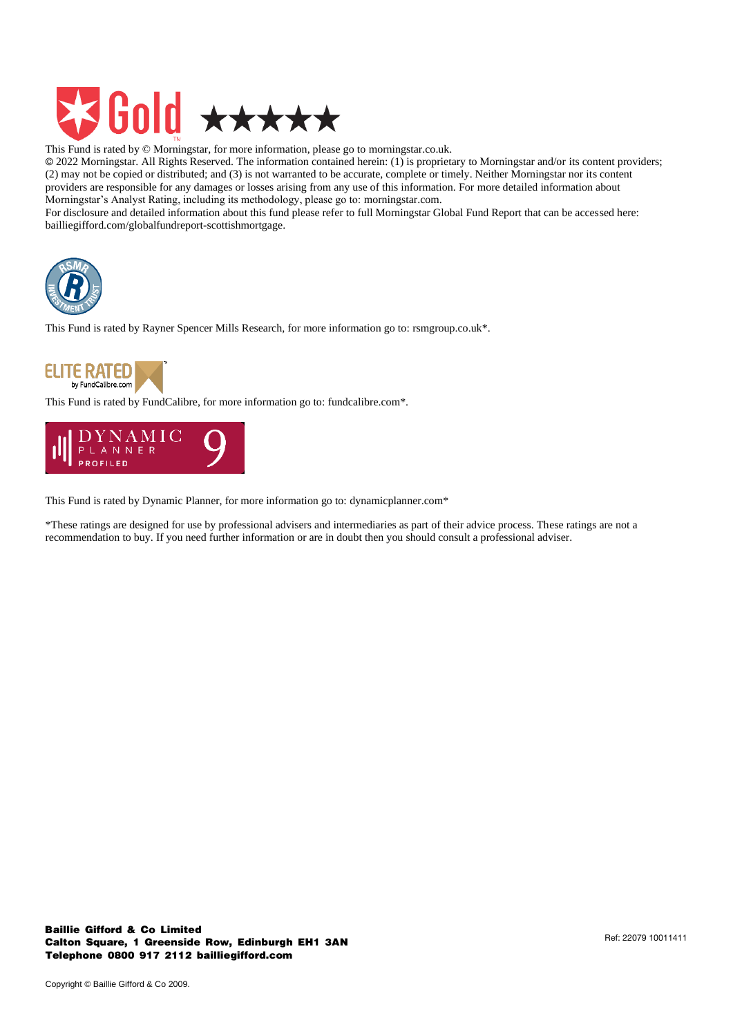This Fund is rated by © Morningstar, for more information, please go to morningstar.co.uk.
© 2022 Morningstar. All Rights Reserved. The information contained herein: (1) is proprietary to Morningstar and/or its content providers; (2) may not be copied or distributed; and (3) is not warranted to be accurate, complete or timely. Neither Morningstar nor its content providers are responsible for any damages or losses arising from any use of this information. For more detailed information about Morningstar's Analyst Rating, including its methodology, please go to: morningstar.com.
For disclosure and detailed information about this fund please refer to full Morningstar Global Fund Report that can be accessed here: bailliegifford.com/globalfundreport-scottishmortgage.

This Fund is rated by Rayner Spencer Mills Research, for more information go to: rsmgroup.co.uk*.

This Fund is rated by FundCalibre, for more information go to: fundcalibre.com*.

This Fund is rated by Dynamic Planner, for more information go to: dynamicplanner.com*

*These ratings are designed for use by professional advisers and intermediaries as part of their advice process. These ratings are not a recommendation to buy. If you need further information or are in doubt then you should consult a professional adviser.

**Baillie Gifford & Co Limited**
**Calton Square, 1 Greenside Row, Edinburgh EH1 3AN**
**Telephone 0800 917 2112 bailliegifford.com**

Ref: 22079 10011411

Copyright © Baillie Gifford & Co 2009.